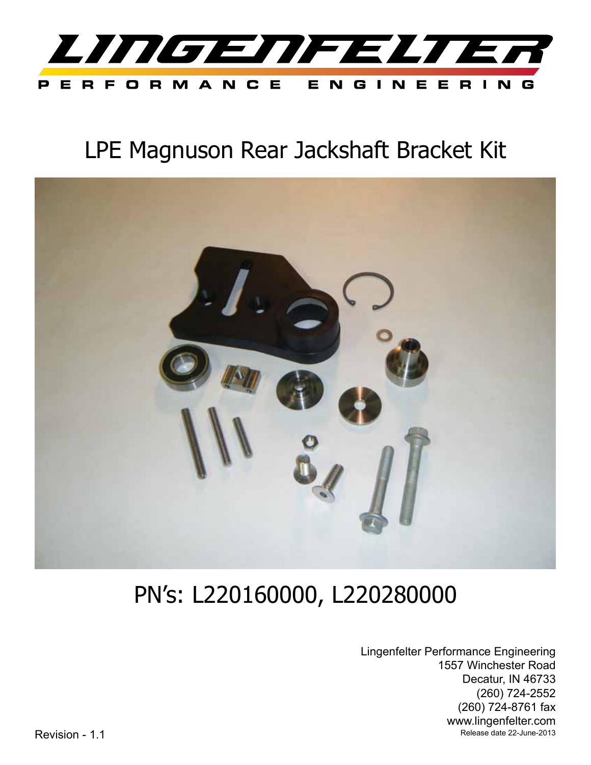# LINGENFELTER

PERFORMANCE ENGINEERING

## LPE Magnuson Rear Jackshaft Bracket Kit

## PN's: L220160000, L220280000

Lingenfelter Performance Engineering
1557 Winchester Road
Decatur, IN 46733
(260) 724-2552
(260) 724-8761 fax
www.lingenfelter.com
Release date 22-June-2013

Revision - 1.1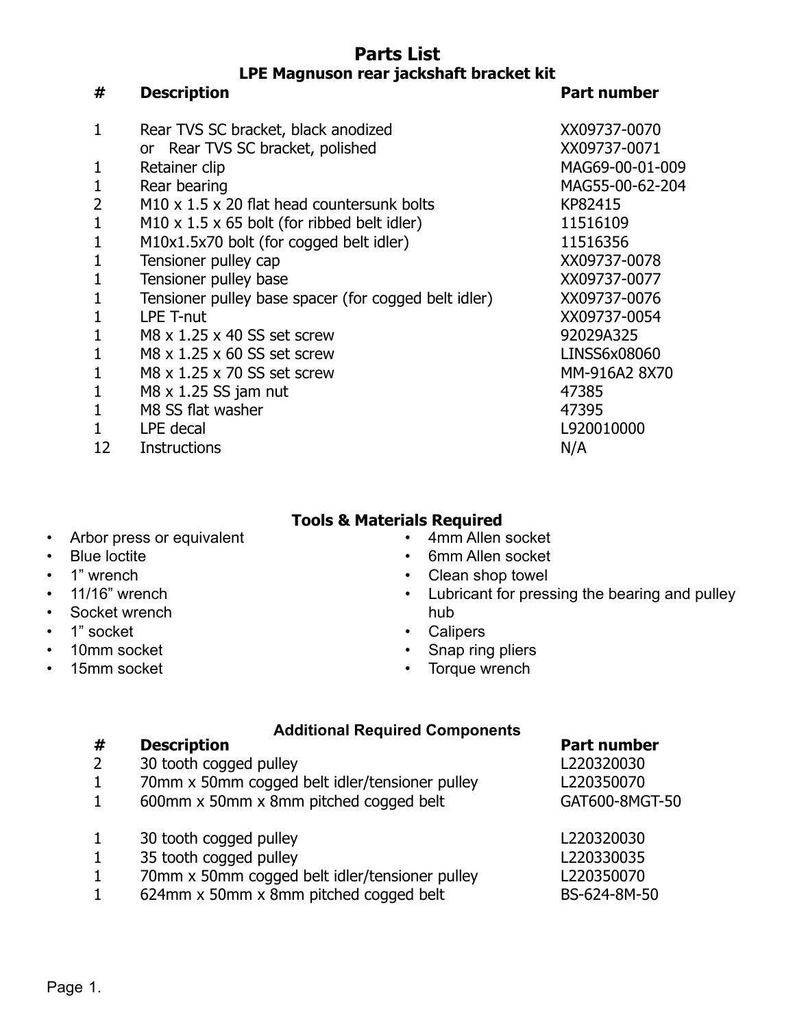# Parts List

## LPE Magnuson rear jackshaft bracket kit

| # | Description | Part number |
|---|---|---|
| 1 | Rear TVS SC bracket, black anodized | XX09737-0070 |
| | or Rear TVS SC bracket, polished | XX09737-0071 |
| 1 | Retainer clip | MAG69-00-01-009 |
| 1 | Rear bearing | MAG55-00-62-204 |
| 2 | M10 x 1.5 x 20 flat head countersunk bolts | KP82415 |
| 1 | M10 x 1.5 x 65 bolt (for ribbed belt idler) | 11516109 |
| 1 | M10x1.5x70 bolt (for cogged belt idler) | 11516356 |
| 1 | Tensioner pulley cap | XX09737-0078 |
| 1 | Tensioner pulley base | XX09737-0077 |
| 1 | Tensioner pulley base spacer (for cogged belt idler) | XX09737-0076 |
| 1 | LPE T-nut | XX09737-0054 |
| 1 | M8 x 1.25 x 40 SS set screw | 92029A325 |
| 1 | M8 x 1.25 x 60 SS set screw | LINSS6x08060 |
| 1 | M8 x 1.25 x 70 SS set screw | MM-916A2 8X70 |
| 1 | M8 x 1.25 SS jam nut | 47385 |
| 1 | M8 SS flat washer | 47395 |
| 1 | LPE decal | L920010000 |
| 12 | Instructions | N/A |

### Tools & Materials Required

- Arbor press or equivalent
- Blue loctite
- 1" wrench
- 11/16" wrench
- Socket wrench
- 1" socket
- 10mm socket
- 15mm socket
- 4mm Allen socket
- 6mm Allen socket
- Clean shop towel
- Lubricant for pressing the bearing and pulley hub
- Calipers
- Snap ring pliers
- Torque wrench

### Additional Required Components

| # | Description | Part number |
|---|---|---|
| 2 | 30 tooth cogged pulley | L220320030 |
| 1 | 70mm x 50mm cogged belt idler/tensioner pulley | L220350070 |
| 1 | 600mm x 50mm x 8mm pitched cogged belt | GAT600-8MGT-50 |
| | | |
| 1 | 30 tooth cogged pulley | L220320030 |
| 1 | 35 tooth cogged pulley | L220330035 |
| 1 | 70mm x 50mm cogged belt idler/tensioner pulley | L220350070 |
| 1 | 624mm x 50mm x 8mm pitched cogged belt | BS-624-8M-50 |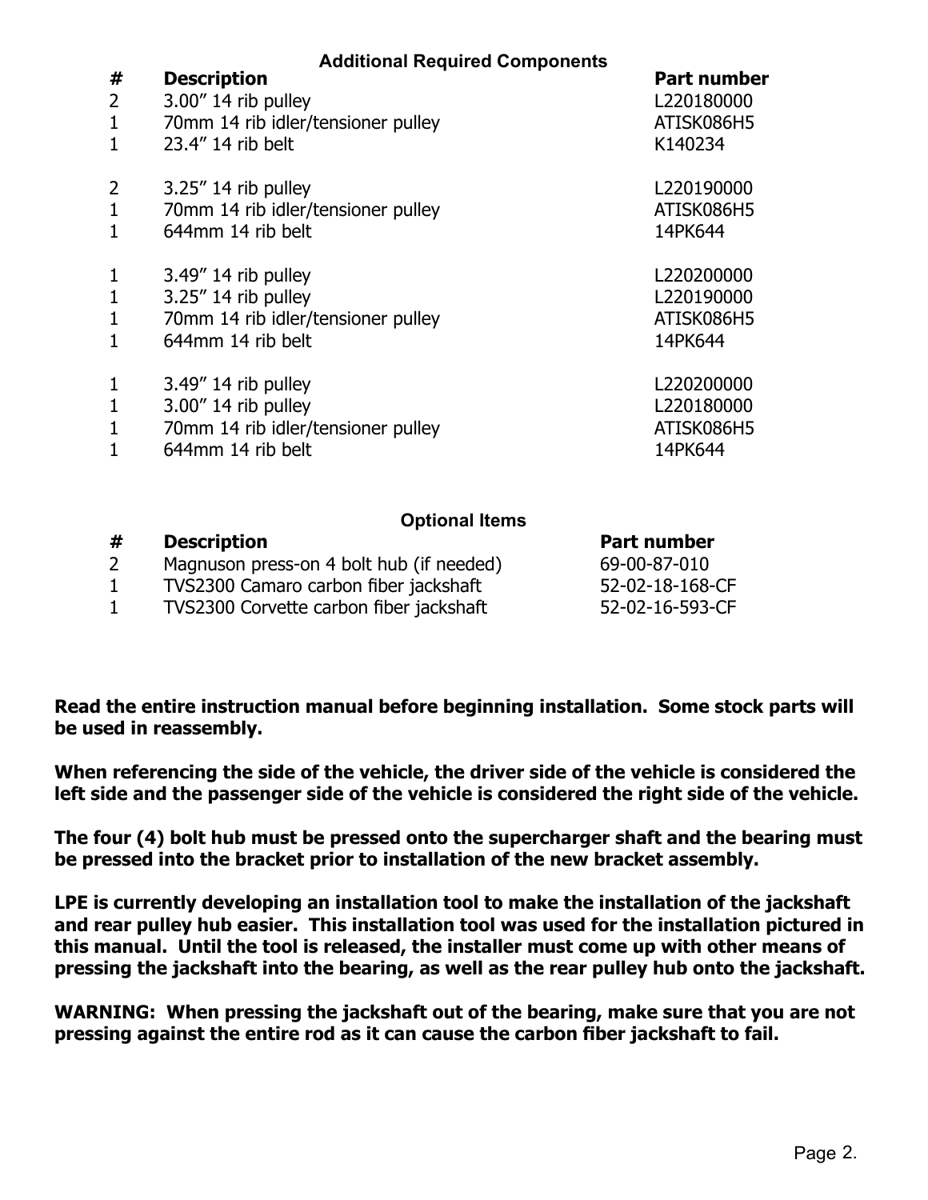## Additional Required Components

| # | Description | Part number |
|---|---|---|
| 2 | 3.00" 14 rib pulley | L220180000 |
| 1 | 70mm 14 rib idler/tensioner pulley | ATISK086H5 |
| 1 | 23.4" 14 rib belt | K140234 |
| | | |
| 2 | 3.25" 14 rib pulley | L220190000 |
| 1 | 70mm 14 rib idler/tensioner pulley | ATISK086H5 |
| 1 | 644mm 14 rib belt | 14PK644 |
| | | |
| 1 | 3.49" 14 rib pulley | L220200000 |
| 1 | 3.25" 14 rib pulley | L220190000 |
| 1 | 70mm 14 rib idler/tensioner pulley | ATISK086H5 |
| 1 | 644mm 14 rib belt | 14PK644 |
| | | |
| 1 | 3.49" 14 rib pulley | L220200000 |
| 1 | 3.00" 14 rib pulley | L220180000 |
| 1 | 70mm 14 rib idler/tensioner pulley | ATISK086H5 |
| 1 | 644mm 14 rib belt | 14PK644 |

## Optional Items

| # | Description | Part number |
|---|---|---|
| 2 | Magnuson press-on 4 bolt hub (if needed) | 69-00-87-010 |
| 1 | TVS2300 Camaro carbon fiber jackshaft | 52-02-18-168-CF |
| 1 | TVS2300 Corvette carbon fiber jackshaft | 52-02-16-593-CF |

**Read the entire instruction manual before beginning installation. Some stock parts will be used in reassembly.**

**When referencing the side of the vehicle, the driver side of the vehicle is considered the left side and the passenger side of the vehicle is considered the right side of the vehicle.**

**The four (4) bolt hub must be pressed onto the supercharger shaft and the bearing must be pressed into the bracket prior to installation of the new bracket assembly.**

**LPE is currently developing an installation tool to make the installation of the jackshaft and rear pulley hub easier. This installation tool was used for the installation pictured in this manual. Until the tool is released, the installer must come up with other means of pressing the jackshaft into the bearing, as well as the rear pulley hub onto the jackshaft.**

**WARNING: When pressing the jackshaft out of the bearing, make sure that you are not pressing against the entire rod as it can cause the carbon fiber jackshaft to fail.**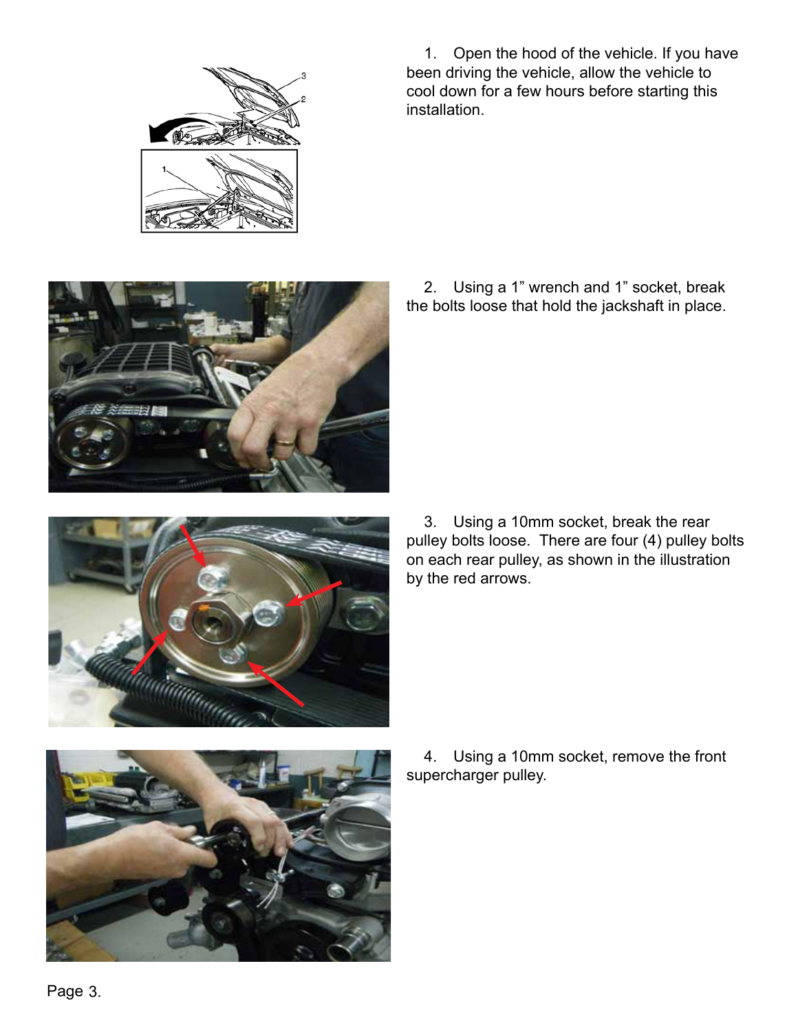1. Open the hood of the vehicle. If you have been driving the vehicle, allow the vehicle to cool down for a few hours before starting this installation.

2. Using a 1” wrench and 1” socket, break the bolts loose that hold the jackshaft in place.

3. Using a 10mm socket, break the rear pulley bolts loose. There are four (4) pulley bolts on each rear pulley, as shown in the illustration by the red arrows.

4. Using a 10mm socket, remove the front supercharger pulley.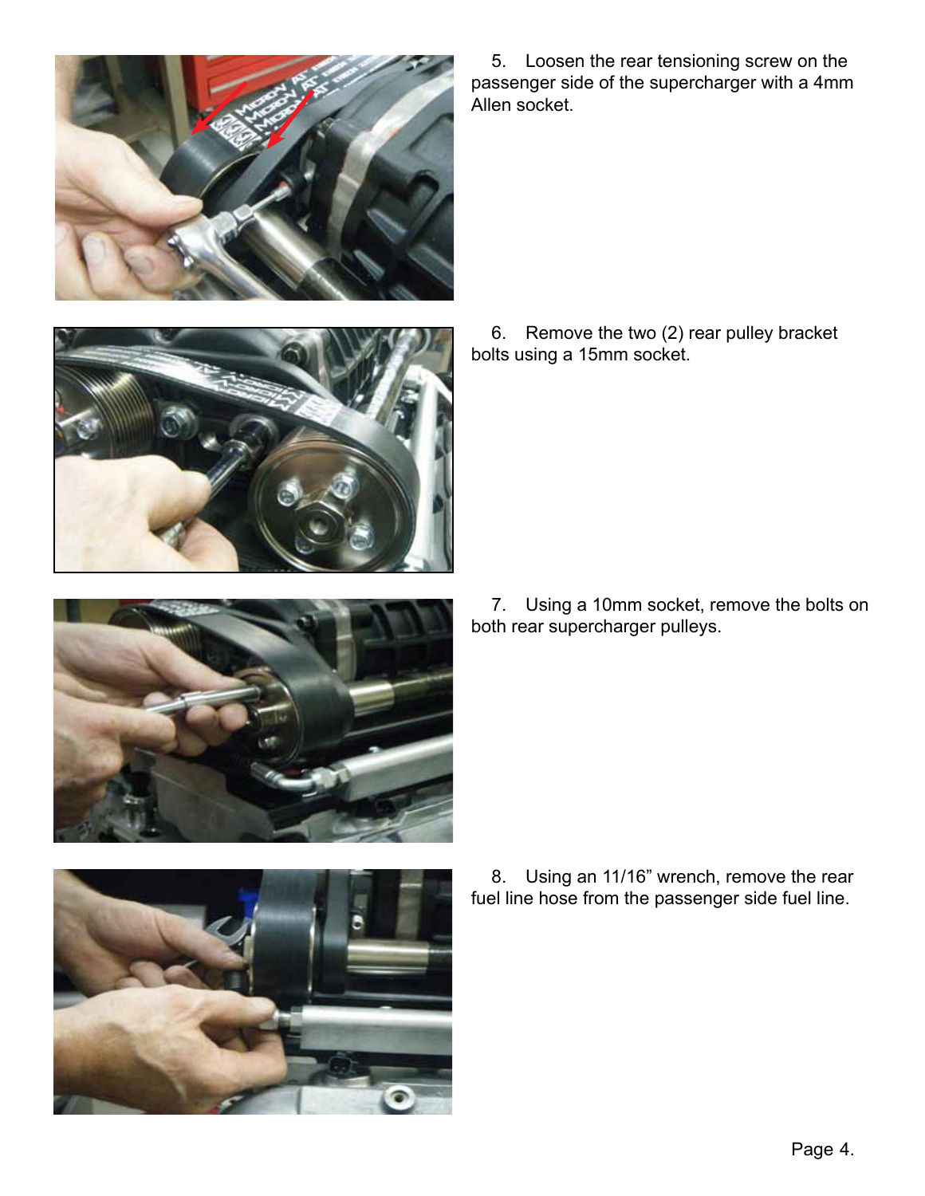5. Loosen the rear tensioning screw on the passenger side of the supercharger with a 4mm Allen socket.

6. Remove the two (2) rear pulley bracket bolts using a 15mm socket.

7. Using a 10mm socket, remove the bolts on both rear supercharger pulleys.

8. Using an 11/16" wrench, remove the rear fuel line hose from the passenger side fuel line.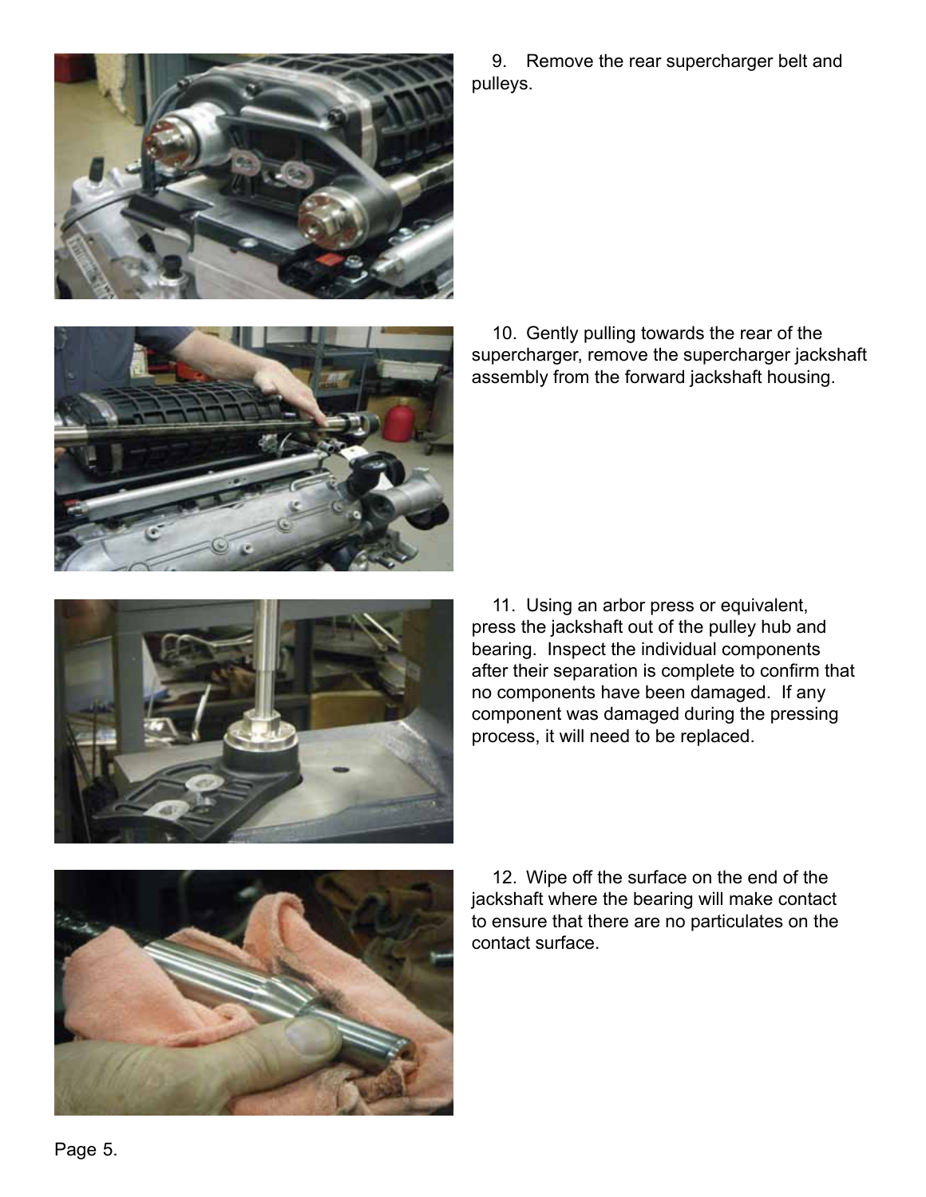9. Remove the rear supercharger belt and pulleys.

10. Gently pulling towards the rear of the supercharger, remove the supercharger jackshaft assembly from the forward jackshaft housing.

11. Using an arbor press or equivalent, press the jackshaft out of the pulley hub and bearing. Inspect the individual components after their separation is complete to confirm that no components have been damaged. If any component was damaged during the pressing process, it will need to be replaced.

12. Wipe off the surface on the end of the jackshaft where the bearing will make contact to ensure that there are no particulates on the contact surface.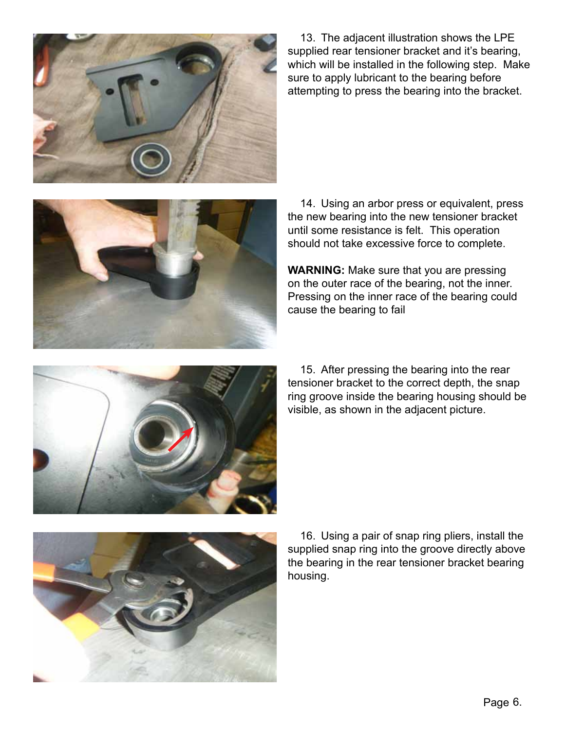13. The adjacent illustration shows the LPE supplied rear tensioner bracket and it's bearing, which will be installed in the following step. Make sure to apply lubricant to the bearing before attempting to press the bearing into the bracket.

14. Using an arbor press or equivalent, press the new bearing into the new tensioner bracket until some resistance is felt. This operation should not take excessive force to complete.

**WARNING:** Make sure that you are pressing on the outer race of the bearing, not the inner. Pressing on the inner race of the bearing could cause the bearing to fail

15. After pressing the bearing into the rear tensioner bracket to the correct depth, the snap ring groove inside the bearing housing should be visible, as shown in the adjacent picture.

16. Using a pair of snap ring pliers, install the supplied snap ring into the groove directly above the bearing in the rear tensioner bracket bearing housing.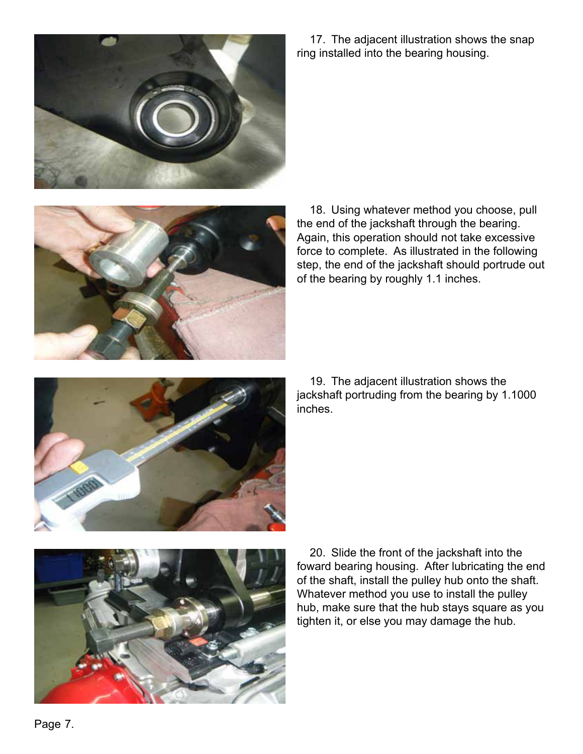17. The adjacent illustration shows the snap ring installed into the bearing housing.

18. Using whatever method you choose, pull the end of the jackshaft through the bearing. Again, this operation should not take excessive force to complete. As illustrated in the following step, the end of the jackshaft should portrude out of the bearing by roughly 1.1 inches.

19. The adjacent illustration shows the jackshaft portruding from the bearing by 1.1000 inches.

20. Slide the front of the jackshaft into the foward bearing housing. After lubricating the end of the shaft, install the pulley hub onto the shaft. Whatever method you use to install the pulley hub, make sure that the hub stays square as you tighten it, or else you may damage the hub.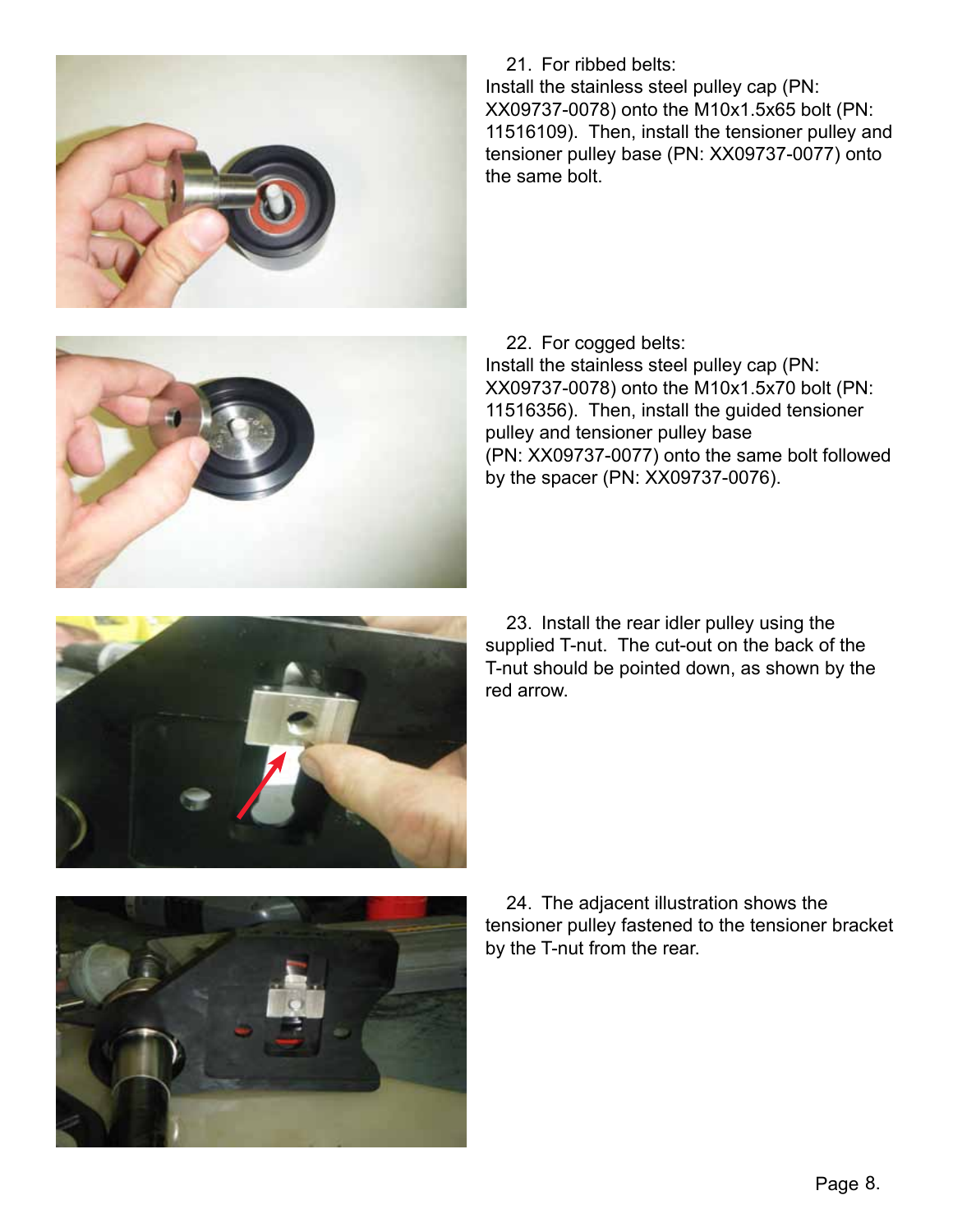21. For ribbed belts:
Install the stainless steel pulley cap (PN: XX09737-0078) onto the M10x1.5x65 bolt (PN: 11516109). Then, install the tensioner pulley and tensioner pulley base (PN: XX09737-0077) onto the same bolt.

22. For cogged belts:
Install the stainless steel pulley cap (PN: XX09737-0078) onto the M10x1.5x70 bolt (PN: 11516356). Then, install the guided tensioner pulley and tensioner pulley base (PN: XX09737-0077) onto the same bolt followed by the spacer (PN: XX09737-0076).

23. Install the rear idler pulley using the supplied T-nut. The cut-out on the back of the T-nut should be pointed down, as shown by the red arrow.

24. The adjacent illustration shows the tensioner pulley fastened to the tensioner bracket by the T-nut from the rear.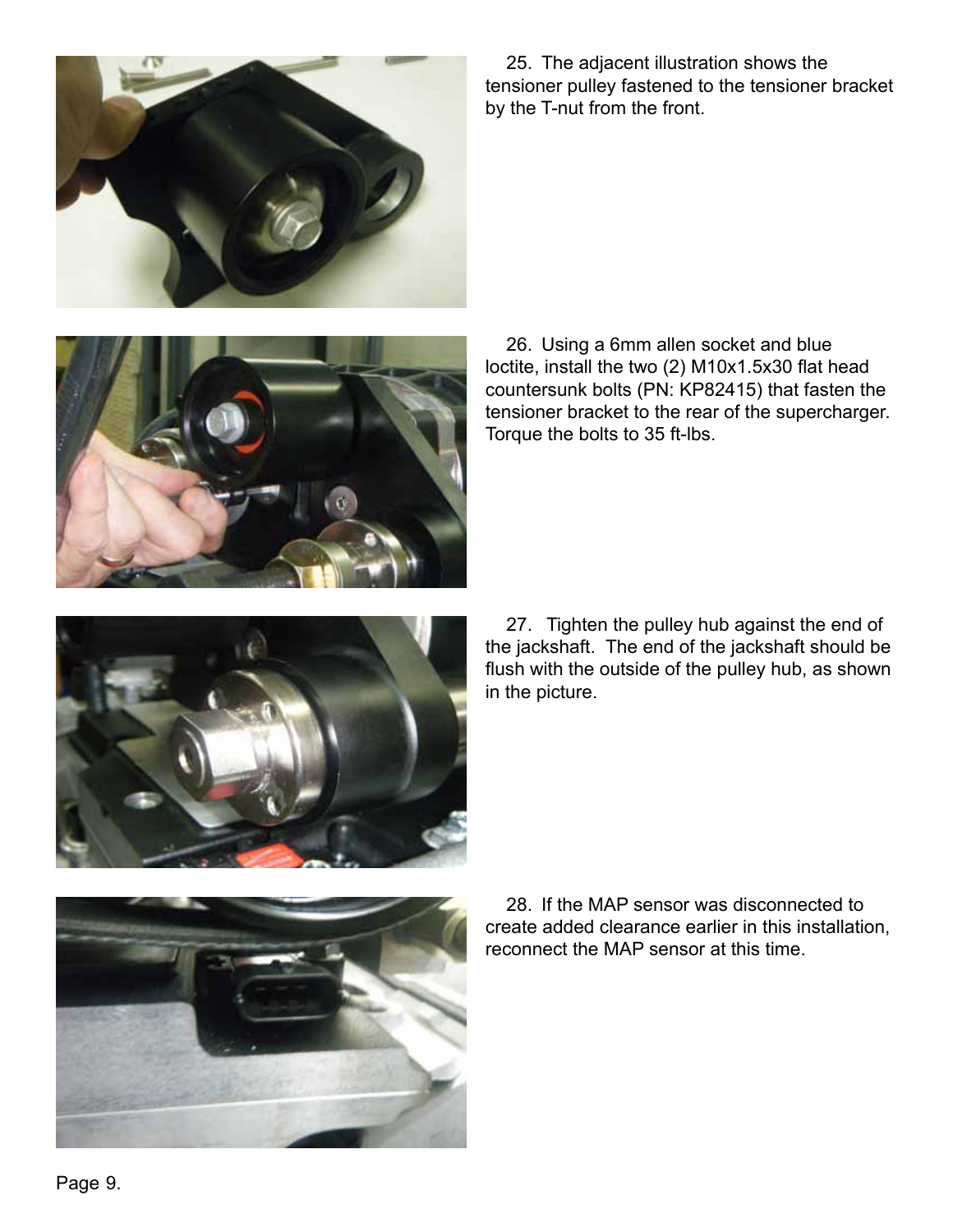25. The adjacent illustration shows the tensioner pulley fastened to the tensioner bracket by the T-nut from the front.

26. Using a 6mm allen socket and blue loctite, install the two (2) M10x1.5x30 flat head countersunk bolts (PN: KP82415) that fasten the tensioner bracket to the rear of the supercharger. Torque the bolts to 35 ft-lbs.

27. Tighten the pulley hub against the end of the jackshaft. The end of the jackshaft should be flush with the outside of the pulley hub, as shown in the picture.

28. If the MAP sensor was disconnected to create added clearance earlier in this installation, reconnect the MAP sensor at this time.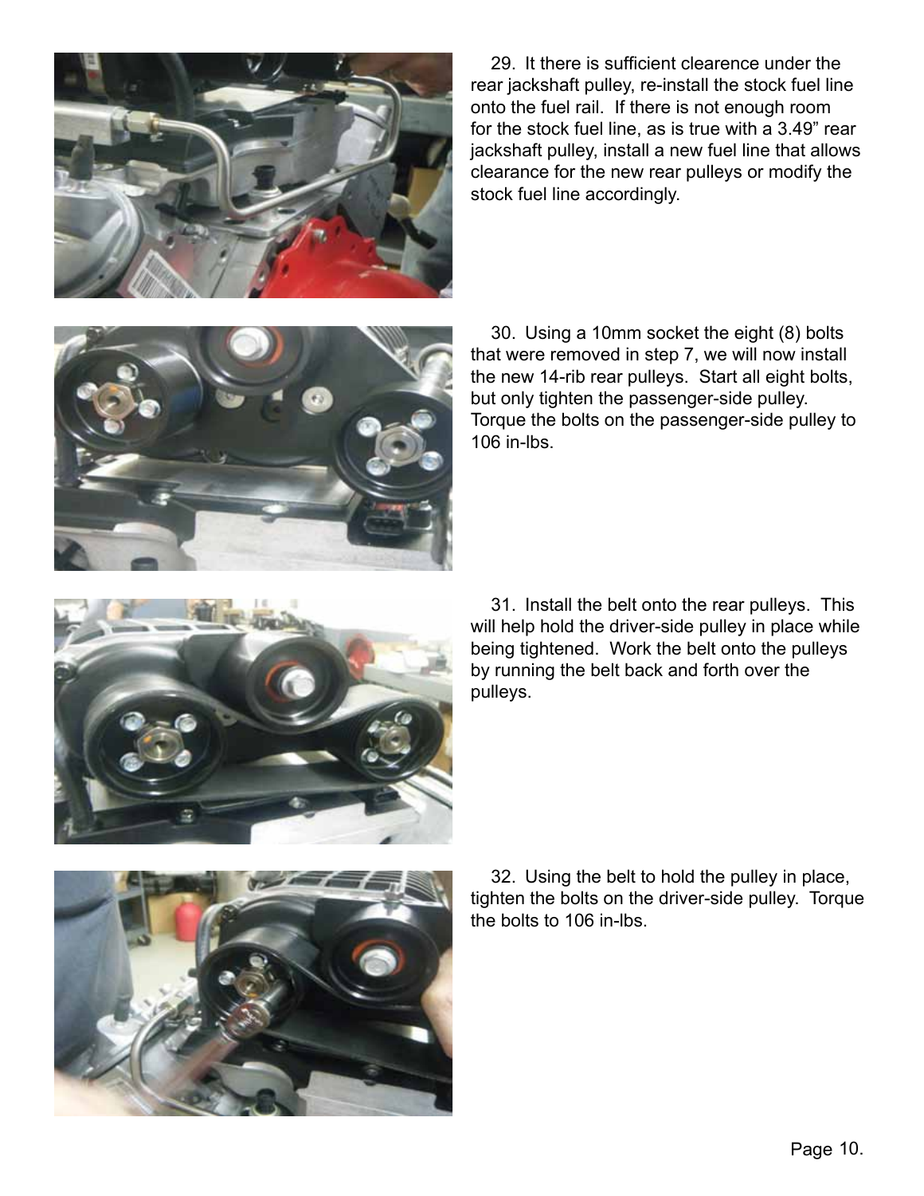29. It there is sufficient clearence under the rear jackshaft pulley, re-install the stock fuel line onto the fuel rail. If there is not enough room for the stock fuel line, as is true with a 3.49" rear jackshaft pulley, install a new fuel line that allows clearance for the new rear pulleys or modify the stock fuel line accordingly.

30. Using a 10mm socket the eight (8) bolts that were removed in step 7, we will now install the new 14-rib rear pulleys. Start all eight bolts, but only tighten the passenger-side pulley. Torque the bolts on the passenger-side pulley to 106 in-lbs.

31. Install the belt onto the rear pulleys. This will help hold the driver-side pulley in place while being tightened. Work the belt onto the pulleys by running the belt back and forth over the pulleys.

32. Using the belt to hold the pulley in place, tighten the bolts on the driver-side pulley. Torque the bolts to 106 in-lbs.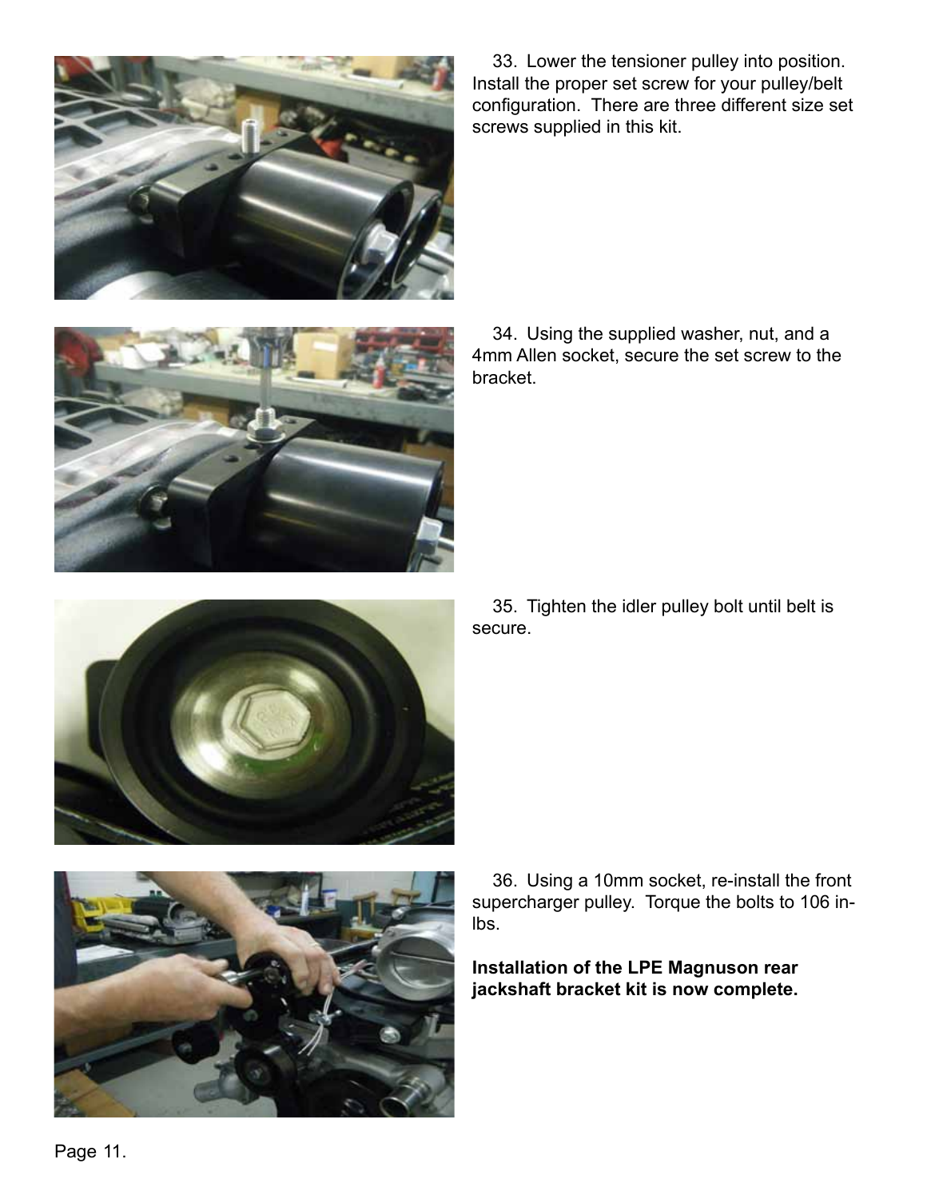33. Lower the tensioner pulley into position. Install the proper set screw for your pulley/belt configuration. There are three different size set screws supplied in this kit.

34. Using the supplied washer, nut, and a 4mm Allen socket, secure the set screw to the bracket.

35. Tighten the idler pulley bolt until belt is secure.

36. Using a 10mm socket, re-install the front supercharger pulley. Torque the bolts to 106 in-lbs.

**Installation of the LPE Magnuson rear jackshaft bracket kit is now complete.**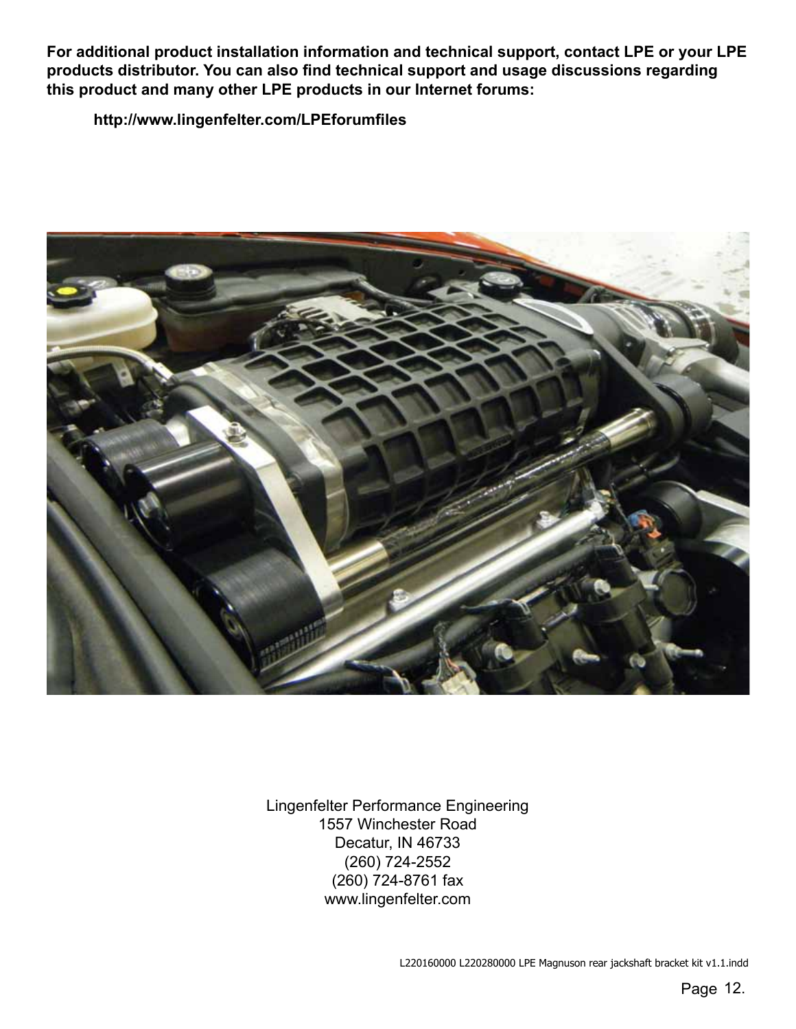**For additional product installation information and technical support, contact LPE or your LPE products distributor. You can also find technical support and usage discussions regarding this product and many other LPE products in our Internet forums:**

**http://www.lingenfelter.com/LPEforumfiles**

Lingenfelter Performance Engineering
1557 Winchester Road
Decatur, IN 46733
(260) 724-2552
(260) 724-8761 fax
www.lingenfelter.com

L220160000 L220280000 LPE Magnuson rear jackshaft bracket kit v1.1.indd